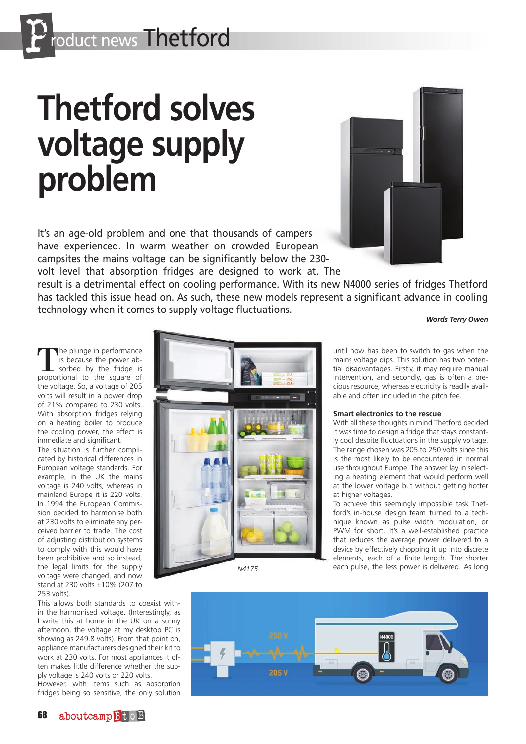# Thetford solves voltage supply problem

It's an age-old problem and one that thousands of campers have experienced. In warm weather on crowded European campsites the mains voltage can be significantly below the 230-volt level that absorption fridges are designed to work at. The result is a detrimental effect on cooling performance. With its new N4000 series of fridges Thetford has tackled this issue head on. As such, these new models represent a significant advance in cooling technology when it comes to supply voltage fluctuations.

***Words Terry Owen***

The plunge in performance is because the power absorbed by the fridge is proportional to the square of the voltage. So, a voltage of 205 volts will result in a power drop of 21% compared to 230 volts. With absorption fridges relying on a heating boiler to produce the cooling power, the effect is immediate and significant.

The situation is further complicated by historical differences in European voltage standards. For example, in the UK the mains voltage is 240 volts, whereas in mainland Europe it is 220 volts. In 1994 the European Commission decided to harmonise both at 230 volts to eliminate any perceived barrier to trade. The cost of adjusting distribution systems to comply with this would have been prohibitive and so instead, the legal limits for the supply voltage were changed, and now stand at 230 volts ±10% (207 to 253 volts).

This allows both standards to coexist within the harmonised voltage. (Interestingly, as I write this at home in the UK on a sunny afternoon, the voltage at my desktop PC is showing as 249.8 volts). From that point on, appliance manufacturers designed their kit to work at 230 volts. For most appliances it often makes little difference whether the supply voltage is 240 volts or 220 volts.

However, with items such as absorption fridges being so sensitive, the only solution until now has been to switch to gas when the mains voltage dips. This solution has two potential disadvantages. Firstly, it may require manual intervention, and secondly, gas is often a precious resource, whereas electricity is readily available and often included in the pitch fee.

*N4175*

### Smart electronics to the rescue

With all these thoughts in mind Thetford decided it was time to design a fridge that stays constantly cool despite fluctuations in the supply voltage. The range chosen was 205 to 250 volts since this is the most likely to be encountered in normal use throughout Europe. The answer lay in selecting a heating element that would perform well at the lower voltage but without getting hotter at higher voltages.

To achieve this seemingly impossible task Thetford's in-house design team turned to a technique known as pulse width modulation, or PWM for short. It's a well-established practice that reduces the average power delivered to a device by effectively chopping it up into discrete elements, each of a finite length. The shorter each pulse, the less power is delivered. As long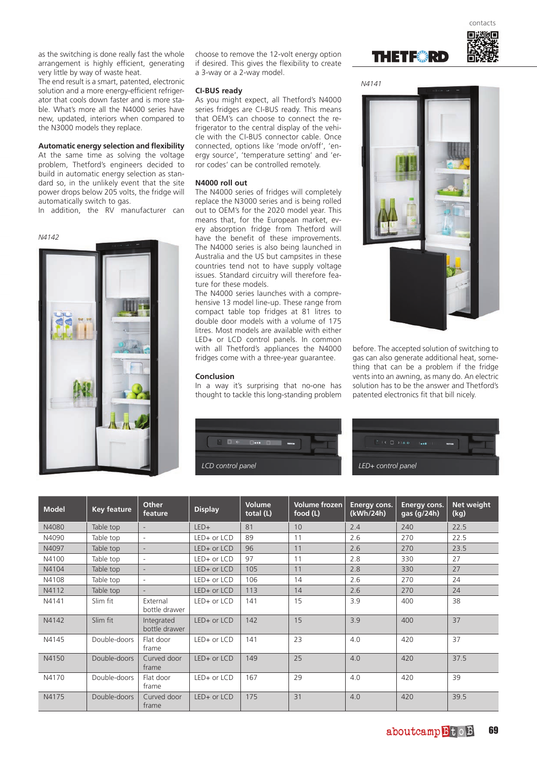as the switching is done really fast the whole arrangement is highly efficient, generating very little by way of waste heat.
The end result is a smart, patented, electronic solution and a more energy-efficient refrigerator that cools down faster and is more stable. What's more all the N4000 series have new, updated, interiors when compared to the N3000 models they replace.

**Automatic energy selection and flexibility**
At the same time as solving the voltage problem, Thetford's engineers decided to build in automatic energy selection as standard so, in the unlikely event that the site power drops below 205 volts, the fridge will automatically switch to gas.
In addition, the RV manufacturer can choose to remove the 12-volt energy option if desired. This gives the flexibility to create a 3-way or a 2-way model.

*N4142*

**CI-BUS ready**
As you might expect, all Thetford's N4000 series fridges are CI-BUS ready. This means that OEM's can choose to connect the refrigerator to the central display of the vehicle with the CI-BUS connector cable. Once connected, options like 'mode on/off', 'energy source', 'temperature setting' and 'error codes' can be controlled remotely.

**N4000 roll out**
The N4000 series of fridges will completely replace the N3000 series and is being rolled out to OEM's for the 2020 model year. This means that, for the European market, every absorption fridge from Thetford will have the benefit of these improvements. The N4000 series is also being launched in Australia and the US but campsites in these countries tend not to have supply voltage issues. Standard circuitry will therefore feature for these models.
The N4000 series launches with a comprehensive 13 model line-up. These range from compact table top fridges at 81 litres to double door models with a volume of 175 litres. Most models are available with either LED+ or LCD control panels. In common with all Thetford's appliances the N4000 fridges come with a three-year guarantee.

**Conclusion**
In a way it's surprising that no-one has thought to tackle this long-standing problem before. The accepted solution of switching to gas can also generate additional heat, something that can be a problem if the fridge vents into an awning, as many do. An electric solution has to be the answer and Thetford's patented electronics fit that bill nicely.

*N4141*

*LCD control panel*

*LED+ control panel*

| Model | Key feature | Other feature | Display | Volume total (L) | Volume frozen food (L) | Energy cons. (kWh/24h) | Energy cons. gas (g/24h) | Net weight (kg) |
|---|---|---|---|---|---|---|---|---|
| N4080 | Table top | - | LED+ | 81 | 10 | 2.4 | 240 | 22.5 |
| N4090 | Table top | - | LED+ or LCD | 89 | 11 | 2.6 | 270 | 22.5 |
| N4097 | Table top | - | LED+ or LCD | 96 | 11 | 2.6 | 270 | 23.5 |
| N4100 | Table top | - | LED+ or LCD | 97 | 11 | 2.8 | 330 | 27 |
| N4104 | Table top | - | LED+ or LCD | 105 | 11 | 2.8 | 330 | 27 |
| N4108 | Table top | - | LED+ or LCD | 106 | 14 | 2.6 | 270 | 24 |
| N4112 | Table top | - | LED+ or LCD | 113 | 14 | 2.6 | 270 | 24 |
| N4141 | Slim fit | External bottle drawer | LED+ or LCD | 141 | 15 | 3.9 | 400 | 38 |
| N4142 | Slim fit | Integrated bottle drawer | LED+ or LCD | 142 | 15 | 3.9 | 400 | 37 |
| N4145 | Double-doors | Flat door frame | LED+ or LCD | 141 | 23 | 4.0 | 420 | 37 |
| N4150 | Double-doors | Curved door frame | LED+ or LCD | 149 | 25 | 4.0 | 420 | 37.5 |
| N4170 | Double-doors | Flat door frame | LED+ or LCD | 167 | 29 | 4.0 | 420 | 39 |
| N4175 | Double-doors | Curved door frame | LED+ or LCD | 175 | 31 | 4.0 | 420 | 39.5 |